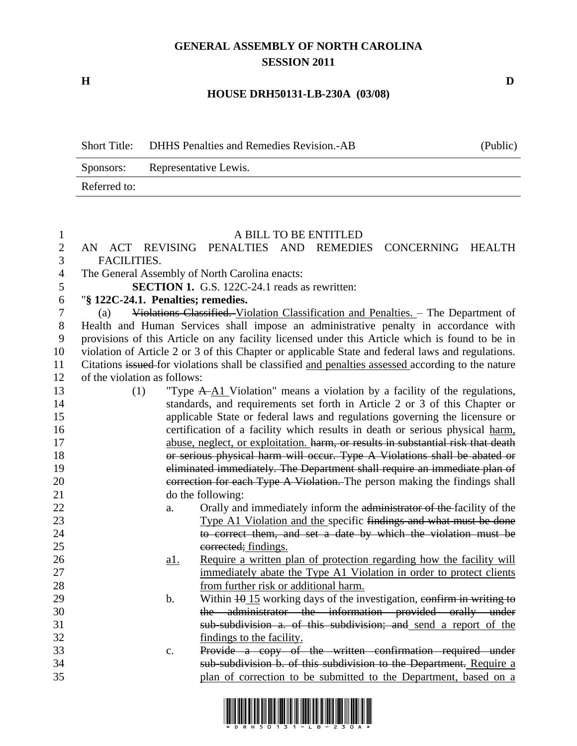# GENERAL ASSEMBLY OF NORTH CAROLINA
## SESSION 2011

**H** **D**

**HOUSE DRH50131-LB-230A (03/08)**

| Short Title: | DHHS Penalties and Remedies Revision.-AB | (Public) |
|---|---|---|
| Sponsors: | Representative Lewis. | |
| Referred to: | | |

A BILL TO BE ENTITLED

AN ACT REVISING PENALTIES AND REMEDIES CONCERNING HEALTH FACILITIES.

The General Assembly of North Carolina enacts:

**SECTION 1.** G.S. 122C-24.1 reads as rewritten:

"**§ 122C-24.1. Penalties; remedies.**

(a) ~~Violations Classified.~~ <u>Violation Classification and Penalties.</u> – The Department of Health and Human Services shall impose an administrative penalty in accordance with provisions of this Article on any facility licensed under this Article which is found to be in violation of Article 2 or 3 of this Chapter or applicable State and federal laws and regulations. Citations ~~issued~~ for violations shall be classified <u>and penalties assessed</u> according to the nature of the violation as follows:

(1) "Type ~~A~~ <u>A1</u> Violation" means a violation by a facility of the regulations, standards, and requirements set forth in Article 2 or 3 of this Chapter or applicable State or federal laws and regulations governing the licensure or certification of a facility which results in death or serious physical <u>harm, abuse, neglect, or exploitation.</u> ~~harm, or results in substantial risk that death or serious physical harm will occur. Type A Violations shall be abated or eliminated immediately. The Department shall require an immediate plan of correction for each Type A Violation.~~ The person making the findings shall do the following:

a. Orally and immediately inform the ~~administrator of the~~ facility of the <u>Type A1 Violation and the</u> specific ~~findings and what must be done to correct them, and set a date by which the violation must be corrected;~~ <u>findings.</u>

<u>a1.</u> <u>Require a written plan of protection regarding how the facility will immediately abate the Type A1 Violation in order to protect clients from further risk or additional harm.</u>

b. Within ~~10~~ <u>15</u> working days of the investigation, ~~confirm in writing to the administrator the information provided orally under sub-subdivision a. of this subdivision; and~~ <u>send a report of the findings to the facility.</u>

c. ~~Provide a copy of the written confirmation required under sub-subdivision b. of this subdivision to the Department.~~ <u>Require a plan of correction to be submitted to the Department, based on a</u>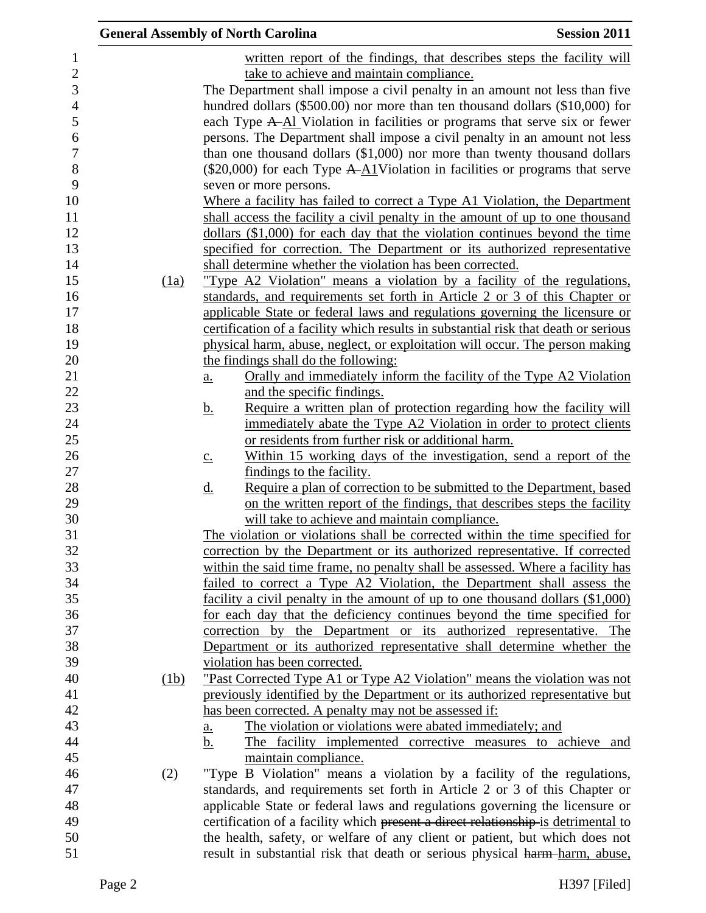written report of the findings, that describes steps the facility will take to achieve and maintain compliance.

The Department shall impose a civil penalty in an amount not less than five hundred dollars ($500.00) nor more than ten thousand dollars ($10,000) for each Type ~~A~~ A1 Violation in facilities or programs that serve six or fewer persons. The Department shall impose a civil penalty in an amount not less than one thousand dollars ($1,000) nor more than twenty thousand dollars ($20,000) for each Type ~~A~~ A1Violation in facilities or programs that serve seven or more persons.

Where a facility has failed to correct a Type A1 Violation, the Department shall access the facility a civil penalty in the amount of up to one thousand dollars ($1,000) for each day that the violation continues beyond the time specified for correction. The Department or its authorized representative shall determine whether the violation has been corrected.

(1a) "Type A2 Violation" means a violation by a facility of the regulations, standards, and requirements set forth in Article 2 or 3 of this Chapter or applicable State or federal laws and regulations governing the licensure or certification of a facility which results in substantial risk that death or serious physical harm, abuse, neglect, or exploitation will occur. The person making the findings shall do the following:

a. Orally and immediately inform the facility of the Type A2 Violation and the specific findings.

b. Require a written plan of protection regarding how the facility will immediately abate the Type A2 Violation in order to protect clients or residents from further risk or additional harm.

c. Within 15 working days of the investigation, send a report of the findings to the facility.

d. Require a plan of correction to be submitted to the Department, based on the written report of the findings, that describes steps the facility will take to achieve and maintain compliance.

The violation or violations shall be corrected within the time specified for correction by the Department or its authorized representative. If corrected within the said time frame, no penalty shall be assessed. Where a facility has failed to correct a Type A2 Violation, the Department shall assess the facility a civil penalty in the amount of up to one thousand dollars ($1,000) for each day that the deficiency continues beyond the time specified for correction by the Department or its authorized representative. The Department or its authorized representative shall determine whether the violation has been corrected.

(1b) "Past Corrected Type A1 or Type A2 Violation" means the violation was not previously identified by the Department or its authorized representative but has been corrected. A penalty may not be assessed if:

a. The violation or violations were abated immediately; and

b. The facility implemented corrective measures to achieve and maintain compliance.

(2) "Type B Violation" means a violation by a facility of the regulations, standards, and requirements set forth in Article 2 or 3 of this Chapter or applicable State or federal laws and regulations governing the licensure or certification of a facility which ~~present a direct relationship~~ is detrimental to the health, safety, or welfare of any client or patient, but which does not result in substantial risk that death or serious physical ~~harm~~ harm, abuse,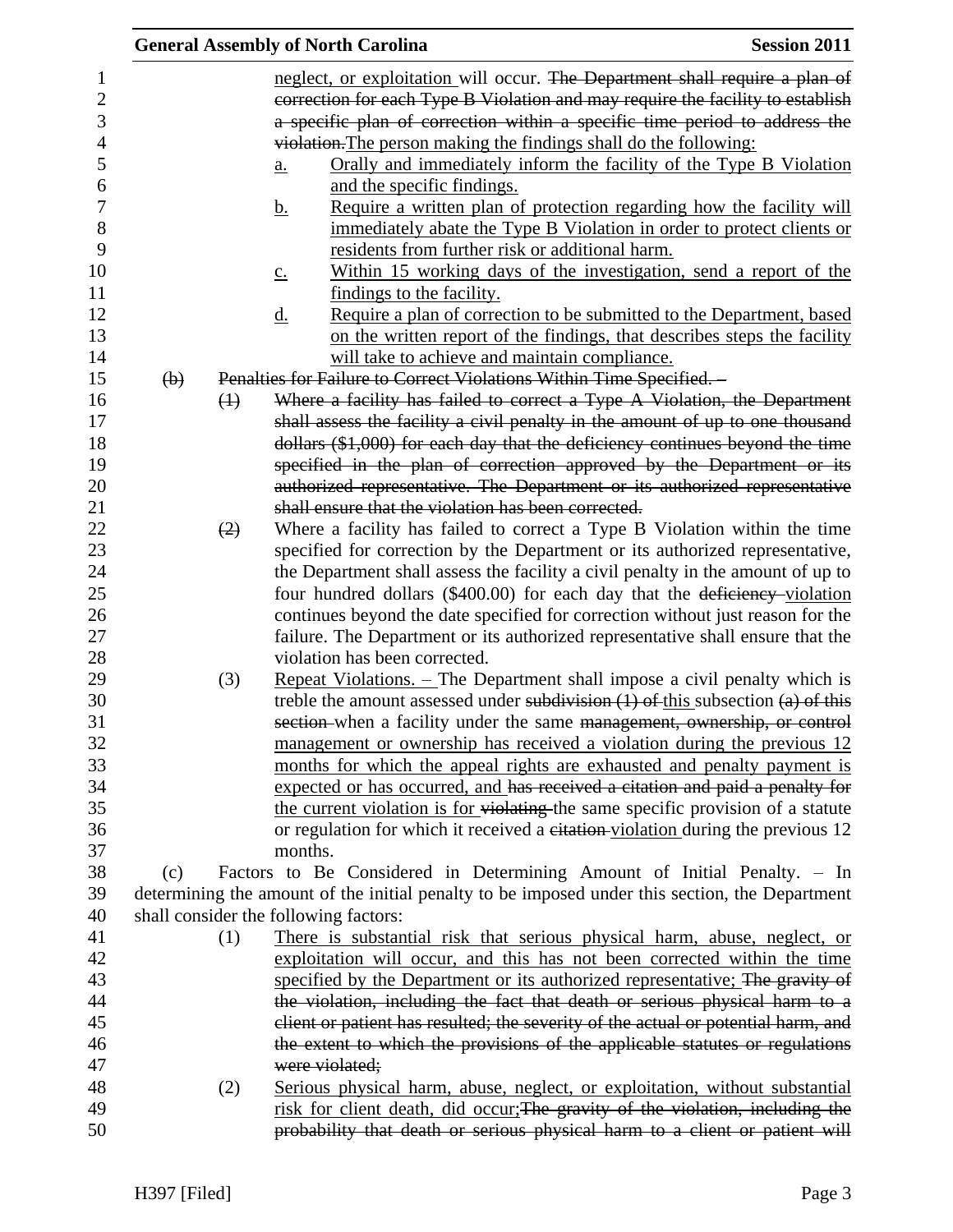neglect, or exploitation will occur. ~~The Department shall require a plan of correction for each Type B Violation and may require the facility to establish a specific plan of correction within a specific time period to address the violation.~~The person making the findings shall do the following:

a. Orally and immediately inform the facility of the Type B Violation and the specific findings.

b. Require a written plan of protection regarding how the facility will immediately abate the Type B Violation in order to protect clients or residents from further risk or additional harm.

c. Within 15 working days of the investigation, send a report of the findings to the facility.

d. Require a plan of correction to be submitted to the Department, based on the written report of the findings, that describes steps the facility will take to achieve and maintain compliance.

~~(b) Penalties for Failure to Correct Violations Within Time Specified. –~~

~~(1) Where a facility has failed to correct a Type A Violation, the Department shall assess the facility a civil penalty in the amount of up to one thousand dollars ($1,000) for each day that the deficiency continues beyond the time specified in the plan of correction approved by the Department or its authorized representative. The Department or its authorized representative shall ensure that the violation has been corrected.~~

~~(2)~~ Where a facility has failed to correct a Type B Violation within the time specified for correction by the Department or its authorized representative, the Department shall assess the facility a civil penalty in the amount of up to four hundred dollars ($400.00) for each day that the ~~deficiency~~ violation continues beyond the date specified for correction without just reason for the failure. The Department or its authorized representative shall ensure that the violation has been corrected.

(3) Repeat Violations. – The Department shall impose a civil penalty which is treble the amount assessed under ~~subdivision (1) of~~ this subsection ~~(a) of this section~~ when a facility under the same ~~management, ownership, or control~~ management or ownership has received a violation during the previous 12 months for which the appeal rights are exhausted and penalty payment is expected or has occurred, and ~~has received a citation and paid a penalty for~~ the current violation is for ~~violating~~ the same specific provision of a statute or regulation for which it received a ~~citation~~ violation during the previous 12 months.

(c) Factors to Be Considered in Determining Amount of Initial Penalty. – In determining the amount of the initial penalty to be imposed under this section, the Department shall consider the following factors:

(1) There is substantial risk that serious physical harm, abuse, neglect, or exploitation will occur, and this has not been corrected within the time specified by the Department or its authorized representative; ~~The gravity of the violation, including the fact that death or serious physical harm to a client or patient has resulted; the severity of the actual or potential harm, and the extent to which the provisions of the applicable statutes or regulations were violated;~~

(2) Serious physical harm, abuse, neglect, or exploitation, without substantial risk for client death, did occur;~~The gravity of the violation, including the probability that death or serious physical harm to a client or patient will~~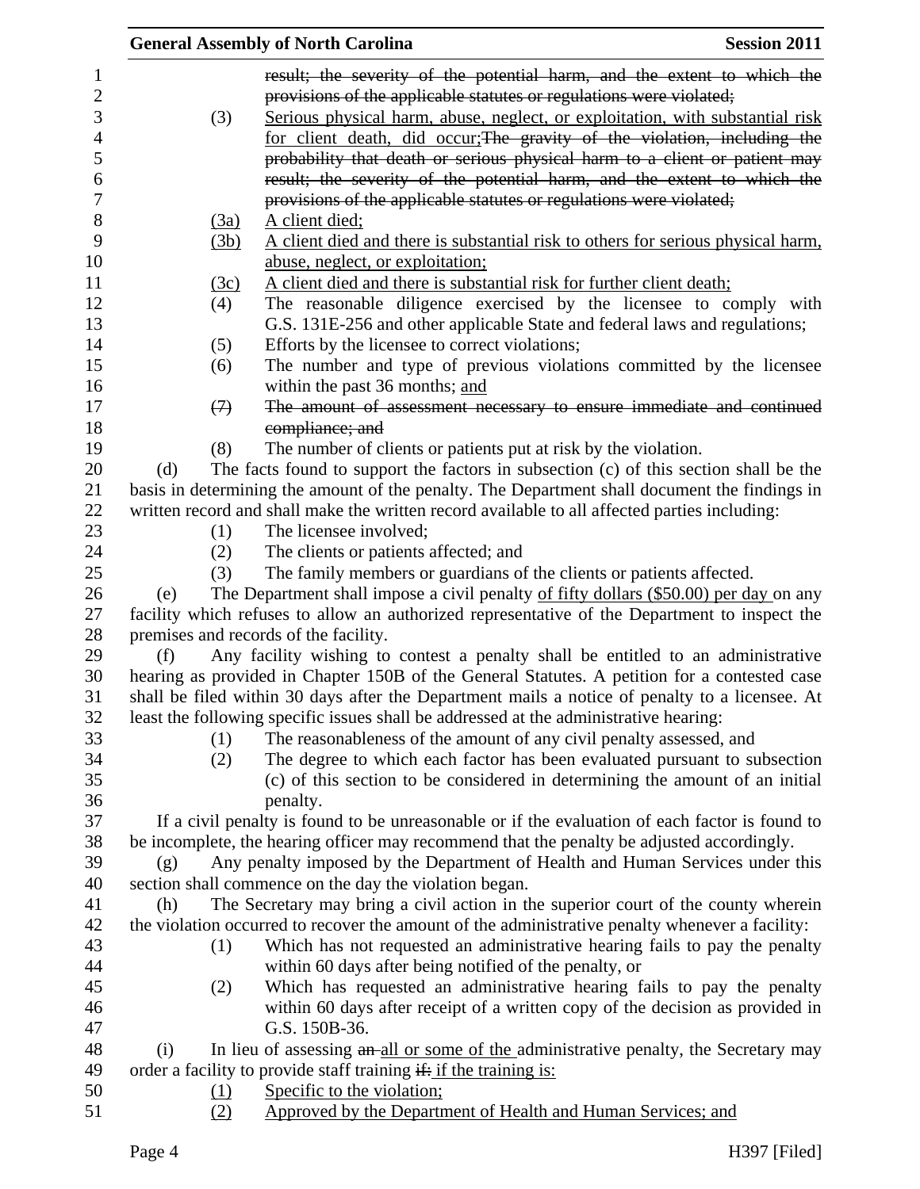~~result; the severity of the potential harm, and the extent to which the provisions of the applicable statutes or regulations were violated;~~

(3) Serious physical harm, abuse, neglect, or exploitation, with substantial risk for client death, did occur;~~The gravity of the violation, including the probability that death or serious physical harm to a client or patient may result; the severity of the potential harm, and the extent to which the provisions of the applicable statutes or regulations were violated;~~

(3a) A client died;

(3b) A client died and there is substantial risk to others for serious physical harm, abuse, neglect, or exploitation;

(3c) A client died and there is substantial risk for further client death;

(4) The reasonable diligence exercised by the licensee to comply with G.S. 131E-256 and other applicable State and federal laws and regulations;

(5) Efforts by the licensee to correct violations;

(6) The number and type of previous violations committed by the licensee within the past 36 months; and

~~(7) The amount of assessment necessary to ensure immediate and continued compliance; and~~

(8) The number of clients or patients put at risk by the violation.

(d) The facts found to support the factors in subsection (c) of this section shall be the basis in determining the amount of the penalty. The Department shall document the findings in written record and shall make the written record available to all affected parties including:

(1) The licensee involved;

(2) The clients or patients affected; and

(3) The family members or guardians of the clients or patients affected.

(e) The Department shall impose a civil penalty of fifty dollars ($50.00) per day on any facility which refuses to allow an authorized representative of the Department to inspect the premises and records of the facility.

(f) Any facility wishing to contest a penalty shall be entitled to an administrative hearing as provided in Chapter 150B of the General Statutes. A petition for a contested case shall be filed within 30 days after the Department mails a notice of penalty to a licensee. At least the following specific issues shall be addressed at the administrative hearing:

(1) The reasonableness of the amount of any civil penalty assessed, and

(2) The degree to which each factor has been evaluated pursuant to subsection (c) of this section to be considered in determining the amount of an initial penalty.

If a civil penalty is found to be unreasonable or if the evaluation of each factor is found to be incomplete, the hearing officer may recommend that the penalty be adjusted accordingly.

(g) Any penalty imposed by the Department of Health and Human Services under this section shall commence on the day the violation began.

(h) The Secretary may bring a civil action in the superior court of the county wherein the violation occurred to recover the amount of the administrative penalty whenever a facility:

(1) Which has not requested an administrative hearing fails to pay the penalty within 60 days after being notified of the penalty, or

(2) Which has requested an administrative hearing fails to pay the penalty within 60 days after receipt of a written copy of the decision as provided in G.S. 150B-36.

(i) In lieu of assessing ~~an~~ all or some of the administrative penalty, the Secretary may order a facility to provide staff training ~~if:~~ if the training is:

(1) Specific to the violation;

(2) Approved by the Department of Health and Human Services; and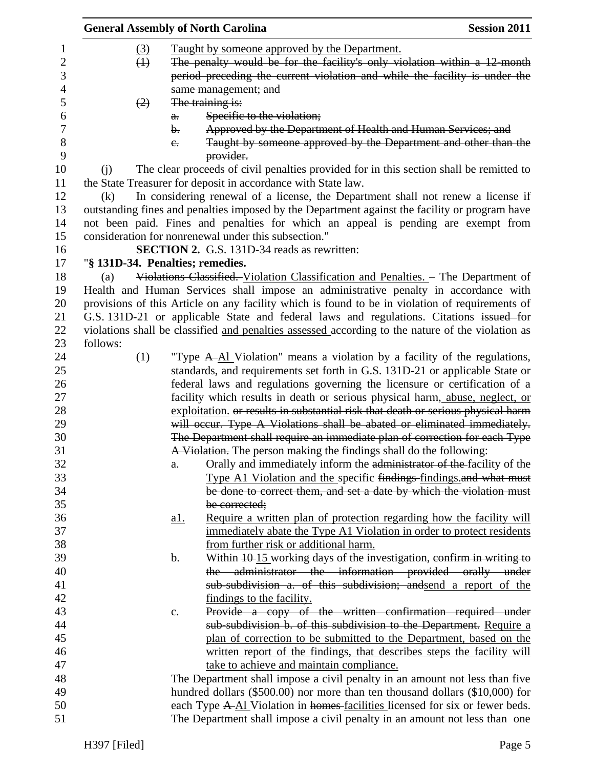(3) Taught by someone approved by the Department.

~~(1) The penalty would be for the facility's only violation within a 12-month period preceding the current violation and while the facility is under the same management; and~~

~~(2) The training is:~~

~~a. Specific to the violation;~~

~~b. Approved by the Department of Health and Human Services; and~~

~~c. Taught by someone approved by the Department and other than the provider.~~

(j) The clear proceeds of civil penalties provided for in this section shall be remitted to the State Treasurer for deposit in accordance with State law.

(k) In considering renewal of a license, the Department shall not renew a license if outstanding fines and penalties imposed by the Department against the facility or program have not been paid. Fines and penalties for which an appeal is pending are exempt from consideration for nonrenewal under this subsection."

**SECTION 2.** G.S. 131D-34 reads as rewritten:

"**§ 131D-34. Penalties; remedies.**

(a) ~~Violations Classified.~~ Violation Classification and Penalties. – The Department of Health and Human Services shall impose an administrative penalty in accordance with provisions of this Article on any facility which is found to be in violation of requirements of G.S. 131D-21 or applicable State and federal laws and regulations. Citations ~~issued~~ for violations shall be classified and penalties assessed according to the nature of the violation as follows:

(1) "Type ~~A~~ A1 Violation" means a violation by a facility of the regulations, standards, and requirements set forth in G.S. 131D-21 or applicable State or federal laws and regulations governing the licensure or certification of a facility which results in death or serious physical harm, abuse, neglect, or exploitation. ~~or results in substantial risk that death or serious physical harm will occur. Type A Violations shall be abated or eliminated immediately. The Department shall require an immediate plan of correction for each Type A Violation.~~ The person making the findings shall do the following:

a. Orally and immediately inform the ~~administrator of the~~ facility of the Type A1 Violation and the specific ~~findings~~ findings.~~and what must be done to correct them, and set a date by which the violation must be corrected;~~

a1. Require a written plan of protection regarding how the facility will immediately abate the Type A1 Violation in order to protect residents from further risk or additional harm.

b. Within ~~10~~ 15 working days of the investigation, ~~confirm in writing to the administrator the information provided orally under sub-subdivision a. of this subdivision; and~~send a report of the findings to the facility.

c. ~~Provide a copy of the written confirmation required under sub-subdivision b. of this subdivision to the Department.~~ Require a plan of correction to be submitted to the Department, based on the written report of the findings, that describes steps the facility will take to achieve and maintain compliance.

The Department shall impose a civil penalty in an amount not less than five hundred dollars ($500.00) nor more than ten thousand dollars ($10,000) for each Type ~~A~~ A1 Violation in ~~homes~~ facilities licensed for six or fewer beds. The Department shall impose a civil penalty in an amount not less than one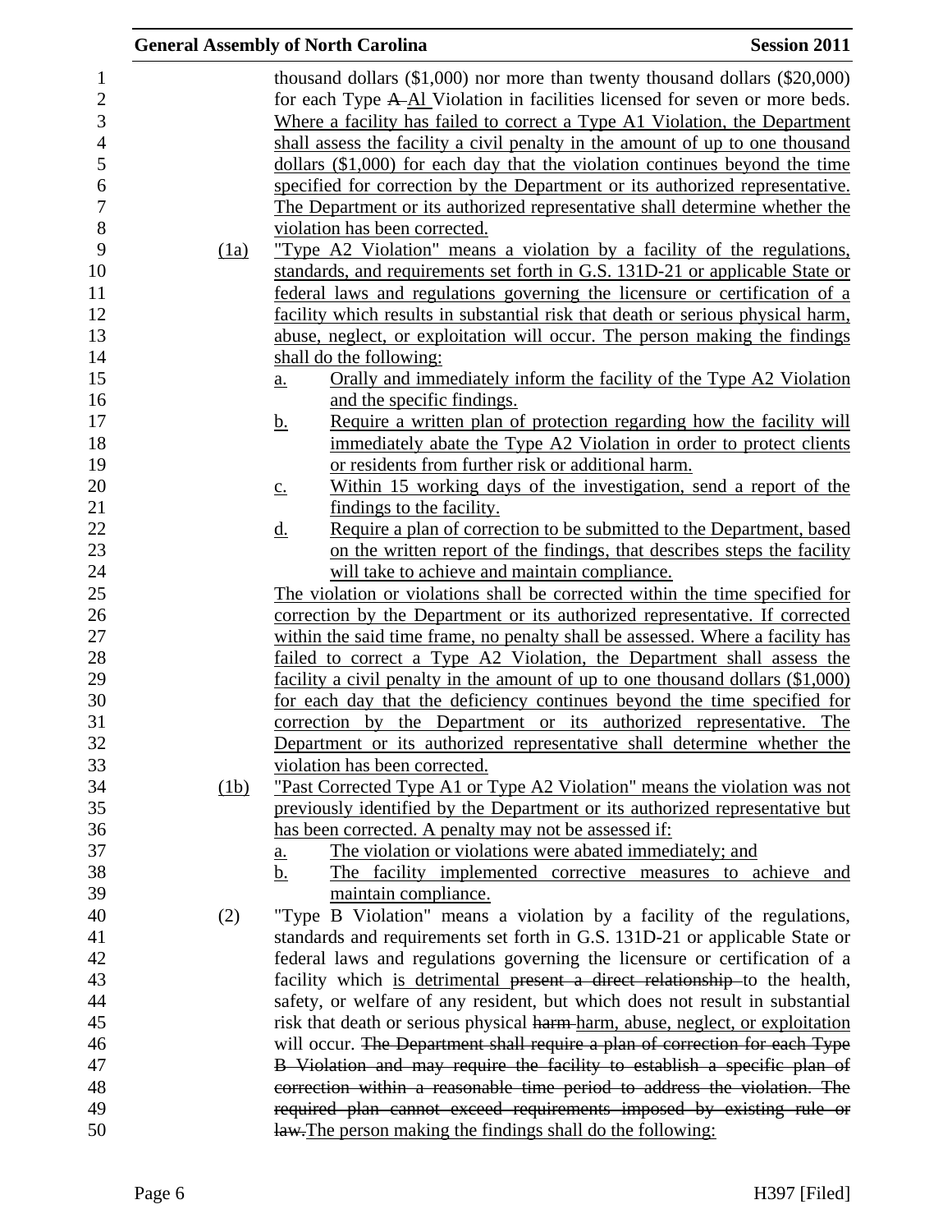thousand dollars ($1,000) nor more than twenty thousand dollars ($20,000) for each Type ~~A~~ A1 Violation in facilities licensed for seven or more beds. Where a facility has failed to correct a Type A1 Violation, the Department shall assess the facility a civil penalty in the amount of up to one thousand dollars ($1,000) for each day that the violation continues beyond the time specified for correction by the Department or its authorized representative. The Department or its authorized representative shall determine whether the violation has been corrected.

(1a) "Type A2 Violation" means a violation by a facility of the regulations, standards, and requirements set forth in G.S. 131D-21 or applicable State or federal laws and regulations governing the licensure or certification of a facility which results in substantial risk that death or serious physical harm, abuse, neglect, or exploitation will occur. The person making the findings shall do the following:

a. Orally and immediately inform the facility of the Type A2 Violation and the specific findings.
b. Require a written plan of protection regarding how the facility will immediately abate the Type A2 Violation in order to protect clients or residents from further risk or additional harm.
c. Within 15 working days of the investigation, send a report of the findings to the facility.
d. Require a plan of correction to be submitted to the Department, based on the written report of the findings, that describes steps the facility will take to achieve and maintain compliance.

The violation or violations shall be corrected within the time specified for correction by the Department or its authorized representative. If corrected within the said time frame, no penalty shall be assessed. Where a facility has failed to correct a Type A2 Violation, the Department shall assess the facility a civil penalty in the amount of up to one thousand dollars ($1,000) for each day that the deficiency continues beyond the time specified for correction by the Department or its authorized representative. The Department or its authorized representative shall determine whether the violation has been corrected.

(1b) "Past Corrected Type A1 or Type A2 Violation" means the violation was not previously identified by the Department or its authorized representative but has been corrected. A penalty may not be assessed if:

a. The violation or violations were abated immediately; and
b. The facility implemented corrective measures to achieve and maintain compliance.

(2) "Type B Violation" means a violation by a facility of the regulations, standards and requirements set forth in G.S. 131D-21 or applicable State or federal laws and regulations governing the licensure or certification of a facility which is detrimental ~~present a direct relationship~~ to the health, safety, or welfare of any resident, but which does not result in substantial risk that death or serious physical ~~harm~~ harm, abuse, neglect, or exploitation will occur. ~~The Department shall require a plan of correction for each Type B Violation and may require the facility to establish a specific plan of correction within a reasonable time period to address the violation. The required plan cannot exceed requirements imposed by existing rule or law.~~ The person making the findings shall do the following: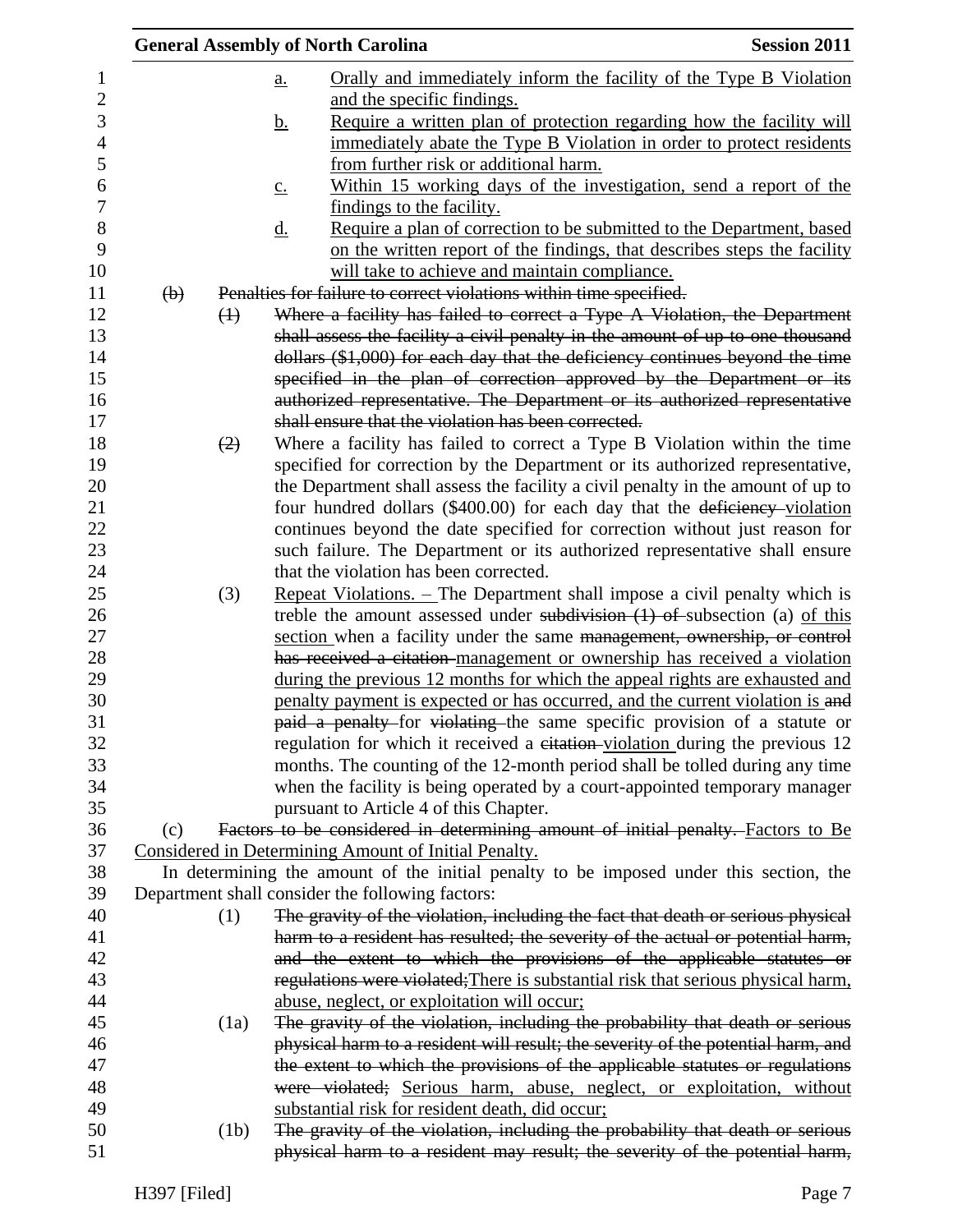a. Orally and immediately inform the facility of the Type B Violation and the specific findings.

b. Require a written plan of protection regarding how the facility will immediately abate the Type B Violation in order to protect residents from further risk or additional harm.

c. Within 15 working days of the investigation, send a report of the findings to the facility.

d. Require a plan of correction to be submitted to the Department, based on the written report of the findings, that describes steps the facility will take to achieve and maintain compliance.

~~(b) Penalties for failure to correct violations within time specified.~~

~~(1) Where a facility has failed to correct a Type A Violation, the Department shall assess the facility a civil penalty in the amount of up to one thousand dollars ($1,000) for each day that the deficiency continues beyond the time specified in the plan of correction approved by the Department or its authorized representative. The Department or its authorized representative shall ensure that the violation has been corrected.~~

~~(2)~~ Where a facility has failed to correct a Type B Violation within the time specified for correction by the Department or its authorized representative, the Department shall assess the facility a civil penalty in the amount of up to four hundred dollars ($400.00) for each day that the ~~deficiency~~ violation continues beyond the date specified for correction without just reason for such failure. The Department or its authorized representative shall ensure that the violation has been corrected.

(3) Repeat Violations. – The Department shall impose a civil penalty which is treble the amount assessed under ~~subdivision (1) of~~ subsection (a) of this section when a facility under the same ~~management, ownership, or control has received a citation~~ management or ownership has received a violation during the previous 12 months for which the appeal rights are exhausted and penalty payment is expected or has occurred, and the current violation is ~~and paid a penalty~~ for ~~violating~~ the same specific provision of a statute or regulation for which it received a ~~citation~~ violation during the previous 12 months. The counting of the 12-month period shall be tolled during any time when the facility is being operated by a court-appointed temporary manager pursuant to Article 4 of this Chapter.

(c) ~~Factors to be considered in determining amount of initial penalty.~~ Factors to Be Considered in Determining Amount of Initial Penalty.

In determining the amount of the initial penalty to be imposed under this section, the Department shall consider the following factors:

(1) ~~The gravity of the violation, including the fact that death or serious physical harm to a resident has resulted; the severity of the actual or potential harm, and the extent to which the provisions of the applicable statutes or regulations were violated;~~There is substantial risk that serious physical harm, abuse, neglect, or exploitation will occur;

(1a) ~~The gravity of the violation, including the probability that death or serious physical harm to a resident will result; the severity of the potential harm, and the extent to which the provisions of the applicable statutes or regulations were violated;~~ Serious harm, abuse, neglect, or exploitation, without substantial risk for resident death, did occur;

(1b) ~~The gravity of the violation, including the probability that death or serious physical harm to a resident may result; the severity of the potential harm,~~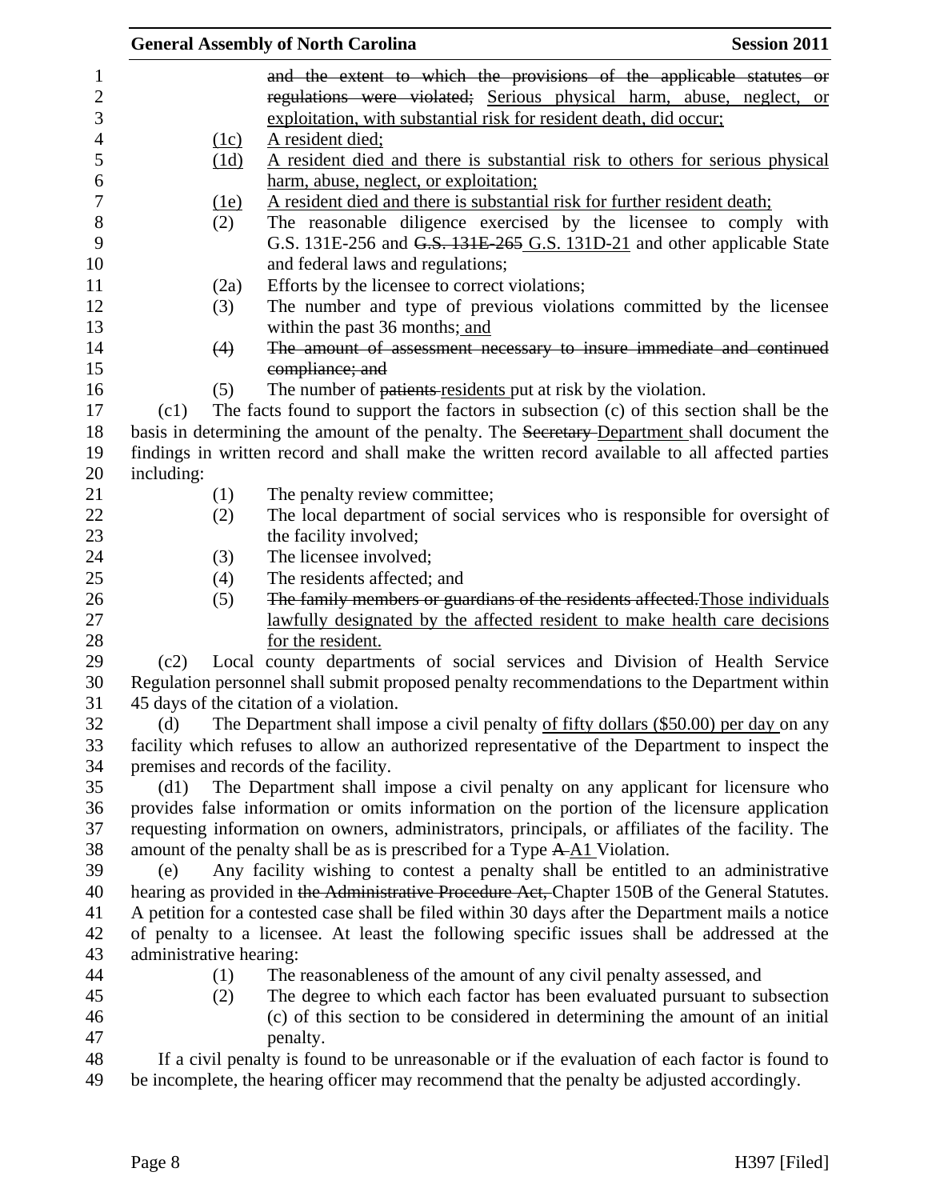and the extent to which the provisions of the applicable statutes or regulations were violated; Serious physical harm, abuse, neglect, or exploitation, with substantial risk for resident death, did occur;

(1c) A resident died;

(1d) A resident died and there is substantial risk to others for serious physical harm, abuse, neglect, or exploitation;

(1e) A resident died and there is substantial risk for further resident death;

(2) The reasonable diligence exercised by the licensee to comply with G.S. 131E-256 and G.S. 131E-265 G.S. 131D-21 and other applicable State and federal laws and regulations;

(2a) Efforts by the licensee to correct violations;

(3) The number and type of previous violations committed by the licensee within the past 36 months; and

(4) The amount of assessment necessary to insure immediate and continued compliance; and

(5) The number of patients residents put at risk by the violation.

(c1) The facts found to support the factors in subsection (c) of this section shall be the basis in determining the amount of the penalty. The Secretary Department shall document the findings in written record and shall make the written record available to all affected parties including:

(1) The penalty review committee;

(2) The local department of social services who is responsible for oversight of the facility involved;

(3) The licensee involved;

(4) The residents affected; and

(5) The family members or guardians of the residents affected. Those individuals lawfully designated by the affected resident to make health care decisions for the resident.

(c2) Local county departments of social services and Division of Health Service Regulation personnel shall submit proposed penalty recommendations to the Department within 45 days of the citation of a violation.

(d) The Department shall impose a civil penalty of fifty dollars ($50.00) per day on any facility which refuses to allow an authorized representative of the Department to inspect the premises and records of the facility.

(d1) The Department shall impose a civil penalty on any applicant for licensure who provides false information or omits information on the portion of the licensure application requesting information on owners, administrators, principals, or affiliates of the facility. The amount of the penalty shall be as is prescribed for a Type A A1 Violation.

(e) Any facility wishing to contest a penalty shall be entitled to an administrative hearing as provided in the Administrative Procedure Act, Chapter 150B of the General Statutes. A petition for a contested case shall be filed within 30 days after the Department mails a notice of penalty to a licensee. At least the following specific issues shall be addressed at the administrative hearing:

(1) The reasonableness of the amount of any civil penalty assessed, and

(2) The degree to which each factor has been evaluated pursuant to subsection (c) of this section to be considered in determining the amount of an initial penalty.

If a civil penalty is found to be unreasonable or if the evaluation of each factor is found to be incomplete, the hearing officer may recommend that the penalty be adjusted accordingly.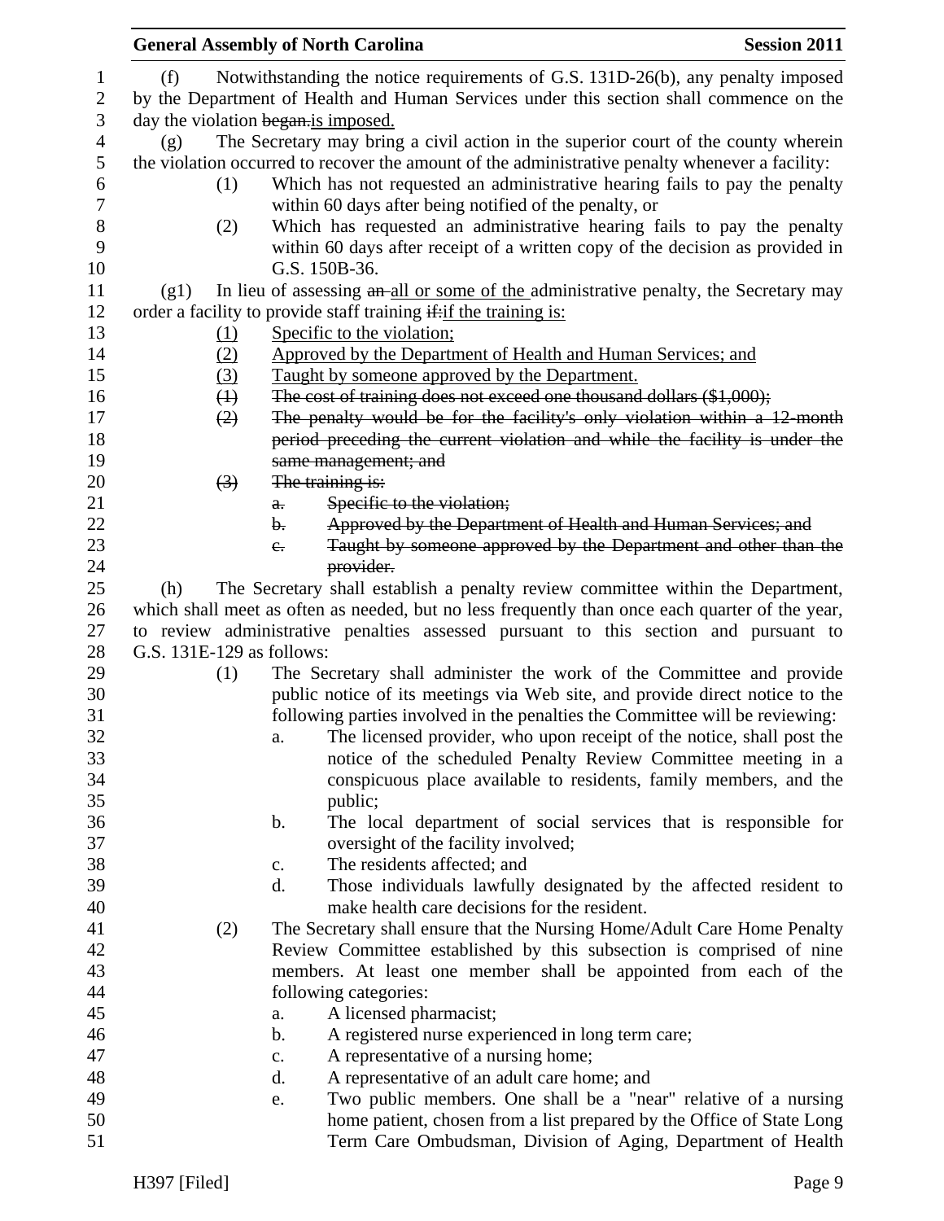(f) Notwithstanding the notice requirements of G.S. 131D-26(b), any penalty imposed by the Department of Health and Human Services under this section shall commence on the day the violation ~~began.~~is imposed.

(g) The Secretary may bring a civil action in the superior court of the county wherein the violation occurred to recover the amount of the administrative penalty whenever a facility:

(1) Which has not requested an administrative hearing fails to pay the penalty within 60 days after being notified of the penalty, or

(2) Which has requested an administrative hearing fails to pay the penalty within 60 days after receipt of a written copy of the decision as provided in G.S. 150B-36.

(g1) In lieu of assessing ~~an~~ all or some of the administrative penalty, the Secretary may order a facility to provide staff training ~~if:~~if the training is:

(1) Specific to the violation;

(2) Approved by the Department of Health and Human Services; and

(3) Taught by someone approved by the Department.

~~(1) The cost of training does not exceed one thousand dollars ($1,000);~~

~~(2) The penalty would be for the facility's only violation within a 12-month period preceding the current violation and while the facility is under the same management; and~~

~~(3) The training is:~~

~~a. Specific to the violation;~~

~~b. Approved by the Department of Health and Human Services; and~~

~~c. Taught by someone approved by the Department and other than the provider.~~

(h) The Secretary shall establish a penalty review committee within the Department, which shall meet as often as needed, but no less frequently than once each quarter of the year, to review administrative penalties assessed pursuant to this section and pursuant to G.S. 131E-129 as follows:

(1) The Secretary shall administer the work of the Committee and provide public notice of its meetings via Web site, and provide direct notice to the following parties involved in the penalties the Committee will be reviewing:

a. The licensed provider, who upon receipt of the notice, shall post the notice of the scheduled Penalty Review Committee meeting in a conspicuous place available to residents, family members, and the public;

b. The local department of social services that is responsible for oversight of the facility involved;

c. The residents affected; and

d. Those individuals lawfully designated by the affected resident to make health care decisions for the resident.

(2) The Secretary shall ensure that the Nursing Home/Adult Care Home Penalty Review Committee established by this subsection is comprised of nine members. At least one member shall be appointed from each of the following categories:

a. A licensed pharmacist;

b. A registered nurse experienced in long term care;

c. A representative of a nursing home;

d. A representative of an adult care home; and

e. Two public members. One shall be a "near" relative of a nursing home patient, chosen from a list prepared by the Office of State Long Term Care Ombudsman, Division of Aging, Department of Health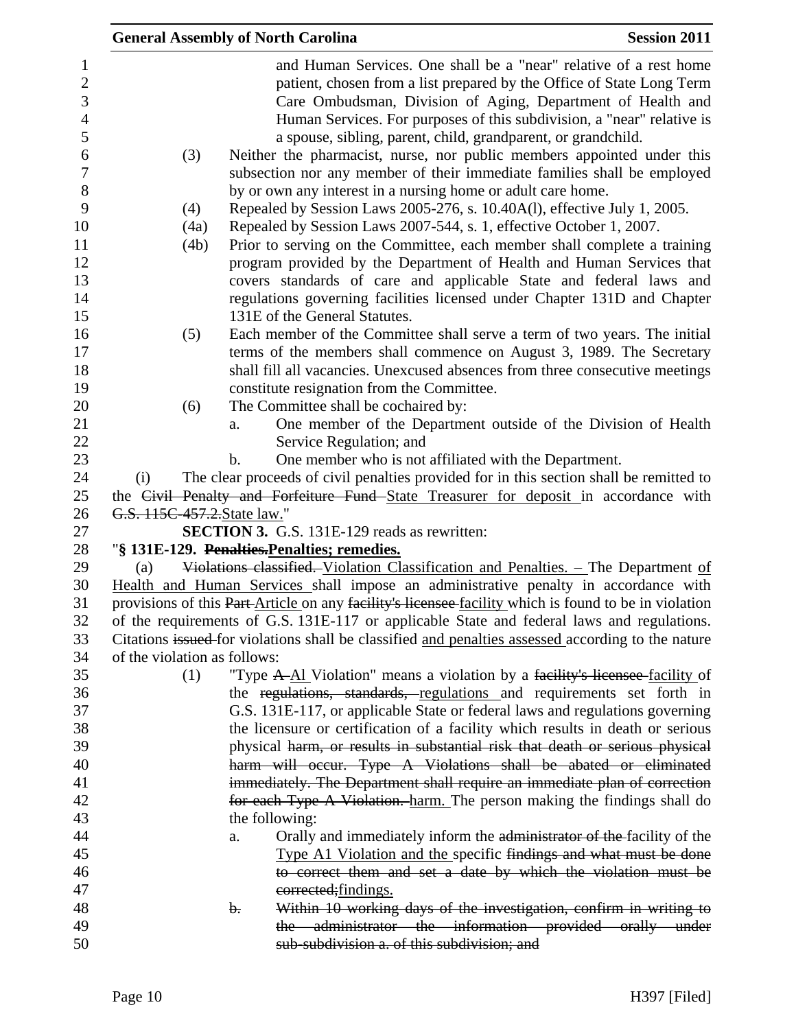and Human Services. One shall be a "near" relative of a rest home patient, chosen from a list prepared by the Office of State Long Term Care Ombudsman, Division of Aging, Department of Health and Human Services. For purposes of this subdivision, a "near" relative is a spouse, sibling, parent, child, grandparent, or grandchild.

(3) Neither the pharmacist, nurse, nor public members appointed under this subsection nor any member of their immediate families shall be employed by or own any interest in a nursing home or adult care home.

(4) Repealed by Session Laws 2005-276, s. 10.40A(l), effective July 1, 2005.

(4a) Repealed by Session Laws 2007-544, s. 1, effective October 1, 2007.

(4b) Prior to serving on the Committee, each member shall complete a training program provided by the Department of Health and Human Services that covers standards of care and applicable State and federal laws and regulations governing facilities licensed under Chapter 131D and Chapter 131E of the General Statutes.

(5) Each member of the Committee shall serve a term of two years. The initial terms of the members shall commence on August 3, 1989. The Secretary shall fill all vacancies. Unexcused absences from three consecutive meetings constitute resignation from the Committee.

(6) The Committee shall be cochaired by:

a. One member of the Department outside of the Division of Health Service Regulation; and

b. One member who is not affiliated with the Department.

(i) The clear proceeds of civil penalties provided for in this section shall be remitted to the ~~Civil Penalty and Forfeiture Fund~~ State Treasurer for deposit in accordance with ~~G.S. 115C-457.2.~~State law."

**SECTION 3.** G.S. 131E-129 reads as rewritten:

"**§ 131E-129. ~~Penalties.~~Penalties; remedies.**

(a) ~~Violations classified.~~ Violation Classification and Penalties. – The Department of Health and Human Services shall impose an administrative penalty in accordance with provisions of this ~~Part~~ Article on any ~~facility's licensee~~ facility which is found to be in violation of the requirements of G.S. 131E-117 or applicable State and federal laws and regulations. Citations ~~issued~~ for violations shall be classified and penalties assessed according to the nature of the violation as follows:

(1) "Type ~~A~~ A1 Violation" means a violation by a ~~facility's licensee~~ facility of the ~~regulations, standards,~~ regulations and requirements set forth in G.S. 131E-117, or applicable State or federal laws and regulations governing the licensure or certification of a facility which results in death or serious physical ~~harm, or results in substantial risk that death or serious physical harm will occur. Type A Violations shall be abated or eliminated immediately. The Department shall require an immediate plan of correction for each Type A Violation.~~ harm. The person making the findings shall do the following:

a. Orally and immediately inform the ~~administrator of the~~ facility of the Type A1 Violation and the specific ~~findings and what must be done to correct them and set a date by which the violation must be corrected;~~findings.

~~b. Within 10 working days of the investigation, confirm in writing to the administrator the information provided orally under sub-subdivision a. of this subdivision; and~~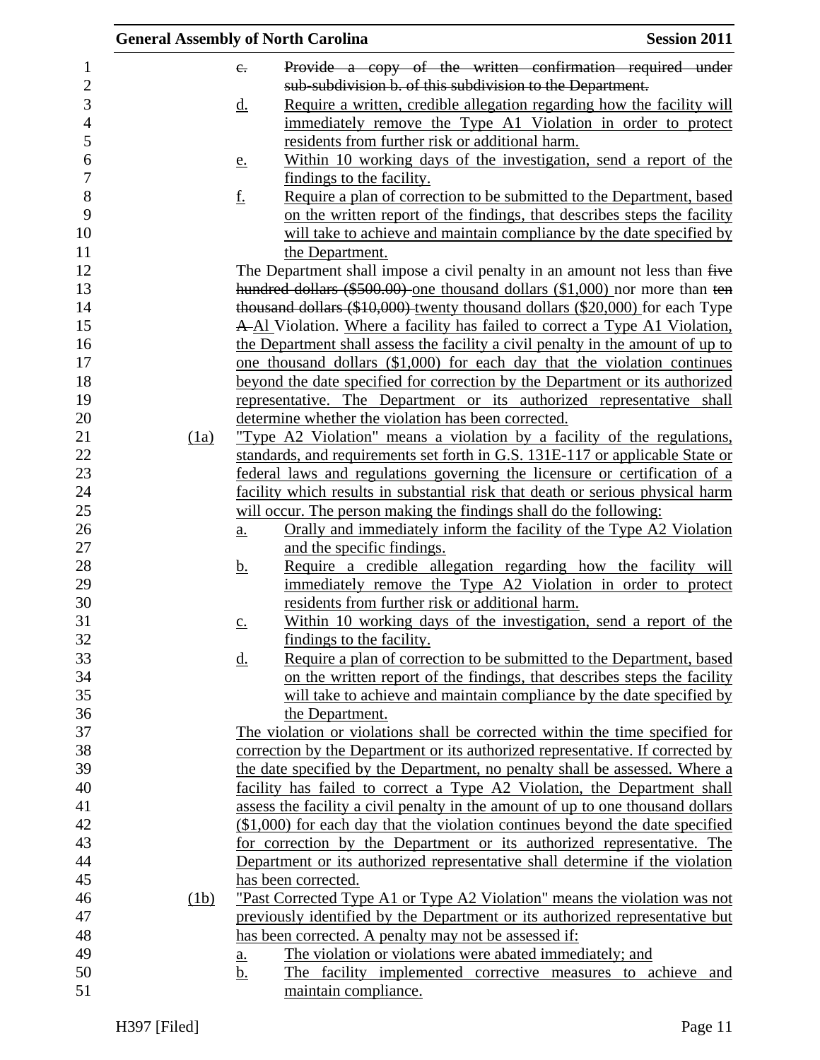c. ~~Provide a copy of the written confirmation required under sub-subdivision b. of this subdivision to the Department.~~

d. Require a written, credible allegation regarding how the facility will immediately remove the Type A1 Violation in order to protect residents from further risk or additional harm.

e. Within 10 working days of the investigation, send a report of the findings to the facility.

f. Require a plan of correction to be submitted to the Department, based on the written report of the findings, that describes steps the facility will take to achieve and maintain compliance by the date specified by the Department.

The Department shall impose a civil penalty in an amount not less than ~~five hundred dollars ($500.00)~~ one thousand dollars ($1,000) nor more than ~~ten thousand dollars ($10,000)~~ twenty thousand dollars ($20,000) for each Type ~~A~~ A1 Violation. Where a facility has failed to correct a Type A1 Violation, the Department shall assess the facility a civil penalty in the amount of up to one thousand dollars ($1,000) for each day that the violation continues beyond the date specified for correction by the Department or its authorized representative. The Department or its authorized representative shall determine whether the violation has been corrected.

(1a) "Type A2 Violation" means a violation by a facility of the regulations, standards, and requirements set forth in G.S. 131E-117 or applicable State or federal laws and regulations governing the licensure or certification of a facility which results in substantial risk that death or serious physical harm will occur. The person making the findings shall do the following:

a. Orally and immediately inform the facility of the Type A2 Violation and the specific findings.

b. Require a credible allegation regarding how the facility will immediately remove the Type A2 Violation in order to protect residents from further risk or additional harm.

c. Within 10 working days of the investigation, send a report of the findings to the facility.

d. Require a plan of correction to be submitted to the Department, based on the written report of the findings, that describes steps the facility will take to achieve and maintain compliance by the date specified by the Department.

The violation or violations shall be corrected within the time specified for correction by the Department or its authorized representative. If corrected by the date specified by the Department, no penalty shall be assessed. Where a facility has failed to correct a Type A2 Violation, the Department shall assess the facility a civil penalty in the amount of up to one thousand dollars ($1,000) for each day that the violation continues beyond the date specified for correction by the Department or its authorized representative. The Department or its authorized representative shall determine if the violation has been corrected.

(1b) "Past Corrected Type A1 or Type A2 Violation" means the violation was not previously identified by the Department or its authorized representative but has been corrected. A penalty may not be assessed if:

a. The violation or violations were abated immediately; and

b. The facility implemented corrective measures to achieve and maintain compliance.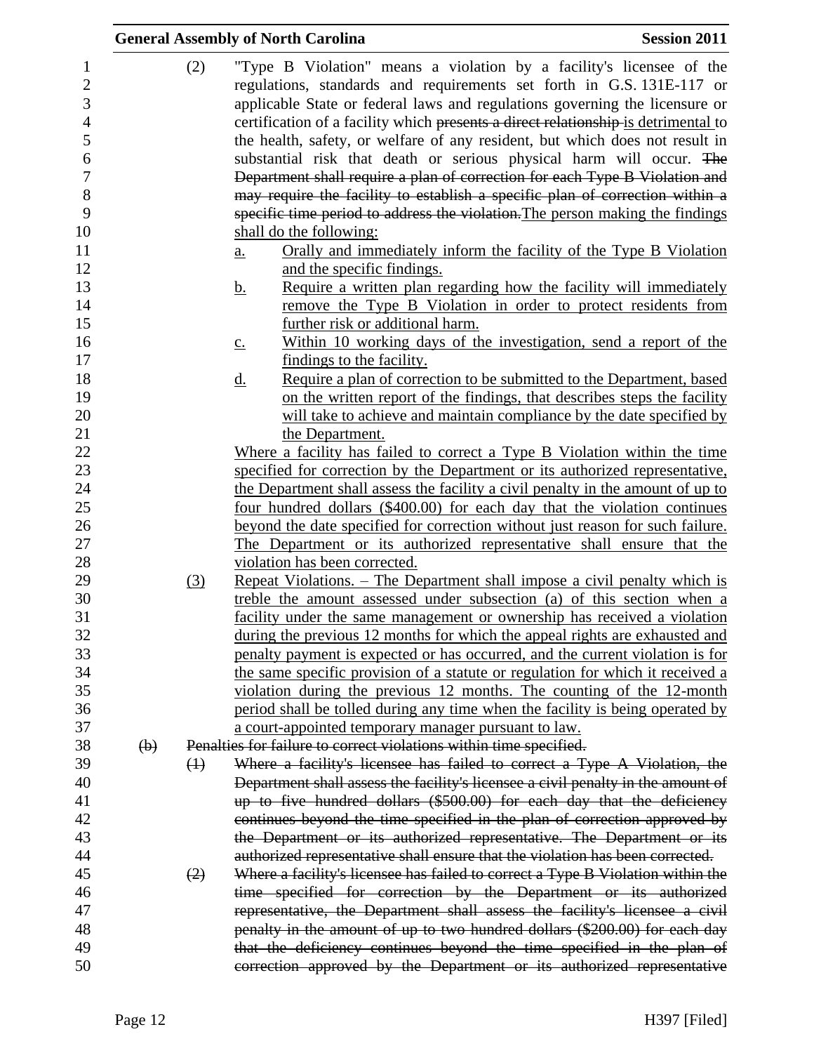(2) "Type B Violation" means a violation by a facility's licensee of the regulations, standards and requirements set forth in G.S. 131E-117 or applicable State or federal laws and regulations governing the licensure or certification of a facility which ~~presents a direct relationship~~ is detrimental to the health, safety, or welfare of any resident, but which does not result in substantial risk that death or serious physical harm will occur. ~~The Department shall require a plan of correction for each Type B Violation and may require the facility to establish a specific plan of correction within a specific time period to address the violation.~~The person making the findings shall do the following:

a. Orally and immediately inform the facility of the Type B Violation and the specific findings.

b. Require a written plan regarding how the facility will immediately remove the Type B Violation in order to protect residents from further risk or additional harm.

c. Within 10 working days of the investigation, send a report of the findings to the facility.

d. Require a plan of correction to be submitted to the Department, based on the written report of the findings, that describes steps the facility will take to achieve and maintain compliance by the date specified by the Department.

Where a facility has failed to correct a Type B Violation within the time specified for correction by the Department or its authorized representative, the Department shall assess the facility a civil penalty in the amount of up to four hundred dollars ($400.00) for each day that the violation continues beyond the date specified for correction without just reason for such failure. The Department or its authorized representative shall ensure that the violation has been corrected.

(3) Repeat Violations. – The Department shall impose a civil penalty which is treble the amount assessed under subsection (a) of this section when a facility under the same management or ownership has received a violation during the previous 12 months for which the appeal rights are exhausted and penalty payment is expected or has occurred, and the current violation is for the same specific provision of a statute or regulation for which it received a violation during the previous 12 months. The counting of the 12-month period shall be tolled during any time when the facility is being operated by a court-appointed temporary manager pursuant to law.

~~(b) Penalties for failure to correct violations within time specified.~~

~~(1) Where a facility's licensee has failed to correct a Type A Violation, the Department shall assess the facility's licensee a civil penalty in the amount of up to five hundred dollars ($500.00) for each day that the deficiency continues beyond the time specified in the plan of correction approved by the Department or its authorized representative. The Department or its authorized representative shall ensure that the violation has been corrected.~~

~~(2) Where a facility's licensee has failed to correct a Type B Violation within the time specified for correction by the Department or its authorized representative, the Department shall assess the facility's licensee a civil penalty in the amount of up to two hundred dollars ($200.00) for each day that the deficiency continues beyond the time specified in the plan of correction approved by the Department or its authorized representative~~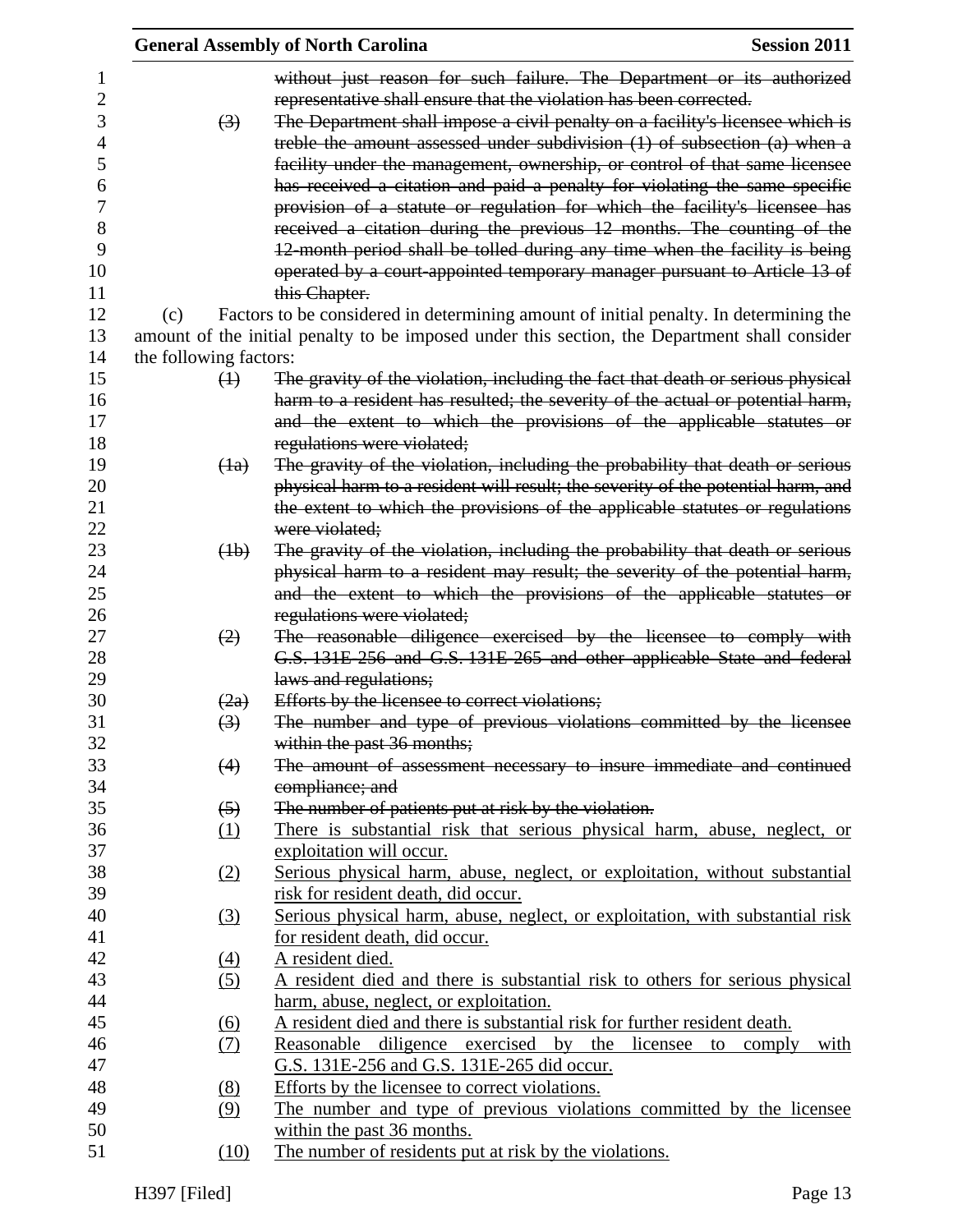~~without just reason for such failure. The Department or its authorized representative shall ensure that the violation has been corrected.~~

~~(3) The Department shall impose a civil penalty on a facility's licensee which is treble the amount assessed under subdivision (1) of subsection (a) when a facility under the management, ownership, or control of that same licensee has received a citation and paid a penalty for violating the same specific provision of a statute or regulation for which the facility's licensee has received a citation during the previous 12 months. The counting of the 12-month period shall be tolled during any time when the facility is being operated by a court-appointed temporary manager pursuant to Article 13 of this Chapter.~~

(c) Factors to be considered in determining amount of initial penalty. In determining the amount of the initial penalty to be imposed under this section, the Department shall consider the following factors:

~~(1) The gravity of the violation, including the fact that death or serious physical harm to a resident has resulted; the severity of the actual or potential harm, and the extent to which the provisions of the applicable statutes or regulations were violated;~~

~~(1a) The gravity of the violation, including the probability that death or serious physical harm to a resident will result; the severity of the potential harm, and the extent to which the provisions of the applicable statutes or regulations were violated;~~

~~(1b) The gravity of the violation, including the probability that death or serious physical harm to a resident may result; the severity of the potential harm, and the extent to which the provisions of the applicable statutes or regulations were violated;~~

~~(2) The reasonable diligence exercised by the licensee to comply with G.S. 131E-256 and G.S. 131E-265 and other applicable State and federal laws and regulations;~~

~~(2a) Efforts by the licensee to correct violations;~~

~~(3) The number and type of previous violations committed by the licensee within the past 36 months;~~

~~(4) The amount of assessment necessary to insure immediate and continued compliance; and~~

~~(5) The number of patients put at risk by the violation.~~

<u>(1) There is substantial risk that serious physical harm, abuse, neglect, or exploitation will occur.</u>

<u>(2) Serious physical harm, abuse, neglect, or exploitation, without substantial risk for resident death, did occur.</u>

<u>(3) Serious physical harm, abuse, neglect, or exploitation, with substantial risk for resident death, did occur.</u>

<u>(4) A resident died.</u>

<u>(5) A resident died and there is substantial risk to others for serious physical harm, abuse, neglect, or exploitation.</u>

<u>(6) A resident died and there is substantial risk for further resident death.</u>

<u>(7) Reasonable diligence exercised by the licensee to comply with G.S. 131E-256 and G.S. 131E-265 did occur.</u>

<u>(8) Efforts by the licensee to correct violations.</u>

<u>(9) The number and type of previous violations committed by the licensee within the past 36 months.</u>

<u>(10) The number of residents put at risk by the violations.</u>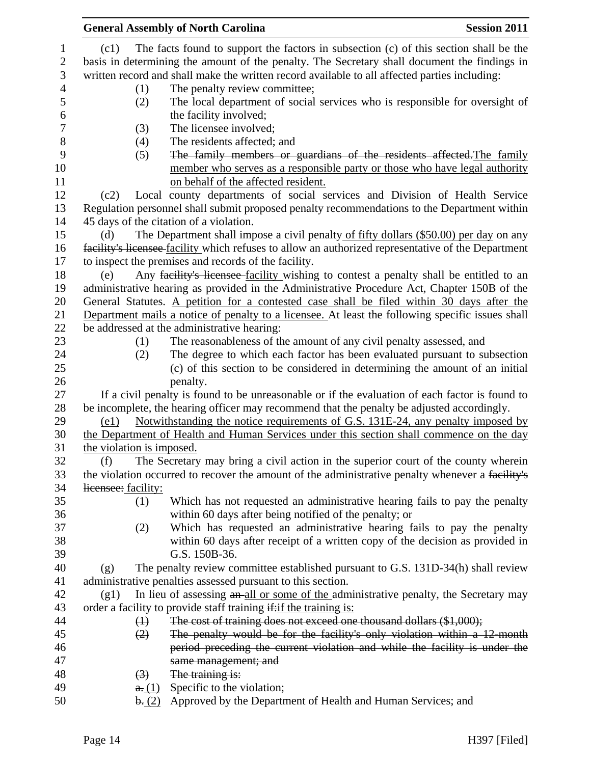(c1) The facts found to support the factors in subsection (c) of this section shall be the basis in determining the amount of the penalty. The Secretary shall document the findings in written record and shall make the written record available to all affected parties including:

(1) The penalty review committee;

(2) The local department of social services who is responsible for oversight of the facility involved;

(3) The licensee involved;

(4) The residents affected; and

(5) ~~The family members or guardians of the residents affected.~~<u>The family member who serves as a responsible party or those who have legal authority on behalf of the affected resident.</u>

(c2) Local county departments of social services and Division of Health Service Regulation personnel shall submit proposed penalty recommendations to the Department within 45 days of the citation of a violation.

(d) The Department shall impose a civil penalty<u> of fifty dollars ($50.00) per day</u> on any ~~facility's licensee~~ <u>facility</u> which refuses to allow an authorized representative of the Department to inspect the premises and records of the facility.

(e) Any ~~facility's licensee~~ <u>facility</u> wishing to contest a penalty shall be entitled to an administrative hearing as provided in the Administrative Procedure Act, Chapter 150B of the General Statutes. <u>A petition for a contested case shall be filed within 30 days after the Department mails a notice of penalty to a licensee.</u> At least the following specific issues shall be addressed at the administrative hearing:

(1) The reasonableness of the amount of any civil penalty assessed, and

(2) The degree to which each factor has been evaluated pursuant to subsection (c) of this section to be considered in determining the amount of an initial penalty.

If a civil penalty is found to be unreasonable or if the evaluation of each factor is found to be incomplete, the hearing officer may recommend that the penalty be adjusted accordingly.

<u>(e1) Notwithstanding the notice requirements of G.S. 131E-24, any penalty imposed by the Department of Health and Human Services under this section shall commence on the day the violation is imposed.</u>

(f) The Secretary may bring a civil action in the superior court of the county wherein the violation occurred to recover the amount of the administrative penalty whenever a ~~facility's licensee:~~ <u>facility:</u>

(1) Which has not requested an administrative hearing fails to pay the penalty within 60 days after being notified of the penalty; or

(2) Which has requested an administrative hearing fails to pay the penalty within 60 days after receipt of a written copy of the decision as provided in G.S. 150B-36.

(g) The penalty review committee established pursuant to G.S. 131D-34(h) shall review administrative penalties assessed pursuant to this section.

(g1) In lieu of assessing ~~an~~ <u>all or some of the</u> administrative penalty, the Secretary may order a facility to provide staff training ~~if:~~<u>if the training is:</u>

~~(1) The cost of training does not exceed one thousand dollars ($1,000);~~

~~(2) The penalty would be for the facility's only violation within a 12-month period preceding the current violation and while the facility is under the same management; and~~

~~(3) The training is:~~

~~a.~~ <u>(1)</u> Specific to the violation;

~~b.~~ <u>(2)</u> Approved by the Department of Health and Human Services; and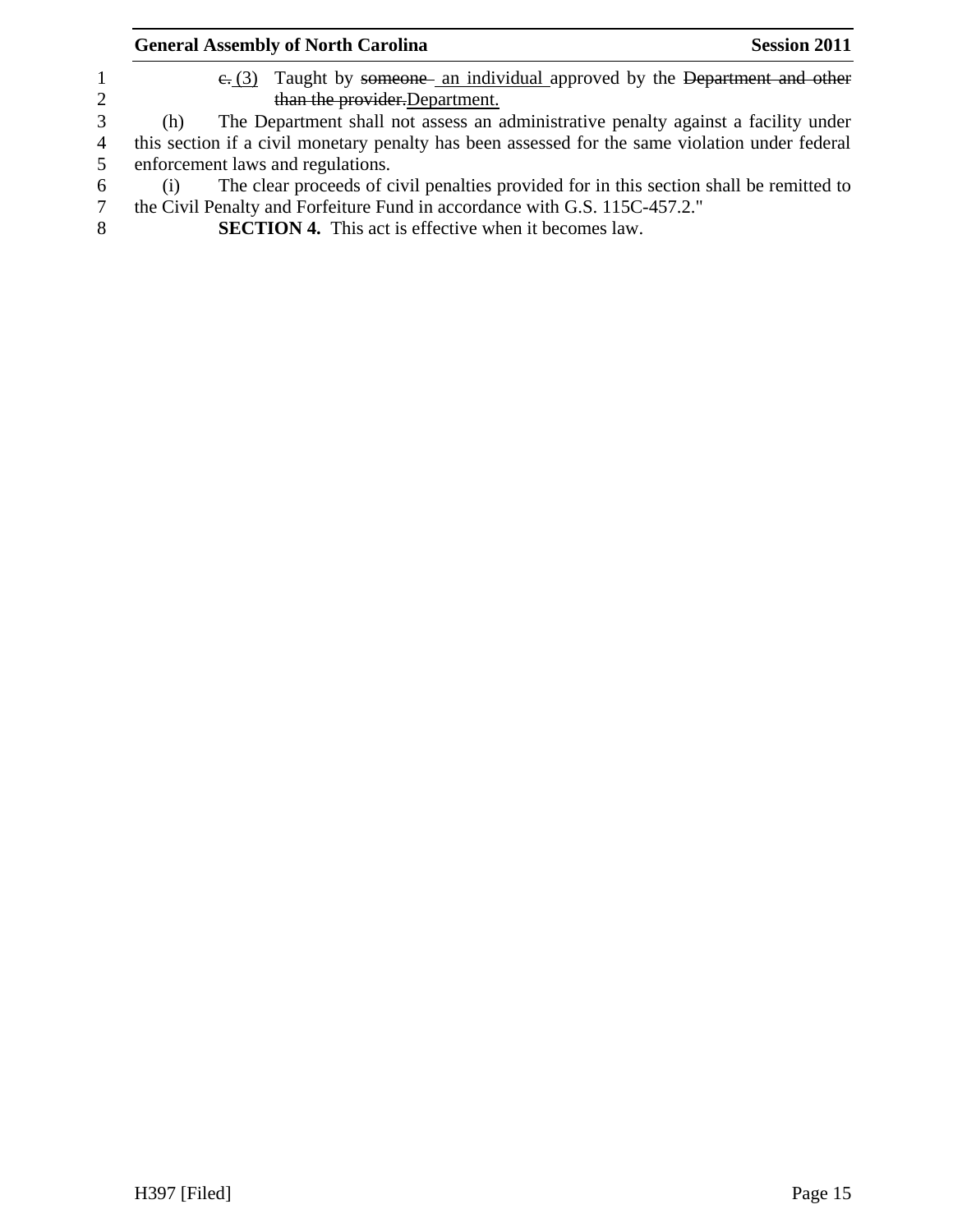~~c.~~ (3) Taught by ~~someone~~ an individual approved by the ~~Department and other than the provider.~~Department.

(h) The Department shall not assess an administrative penalty against a facility under this section if a civil monetary penalty has been assessed for the same violation under federal enforcement laws and regulations.

(i) The clear proceeds of civil penalties provided for in this section shall be remitted to the Civil Penalty and Forfeiture Fund in accordance with G.S. 115C-457.2."

**SECTION 4.** This act is effective when it becomes law.